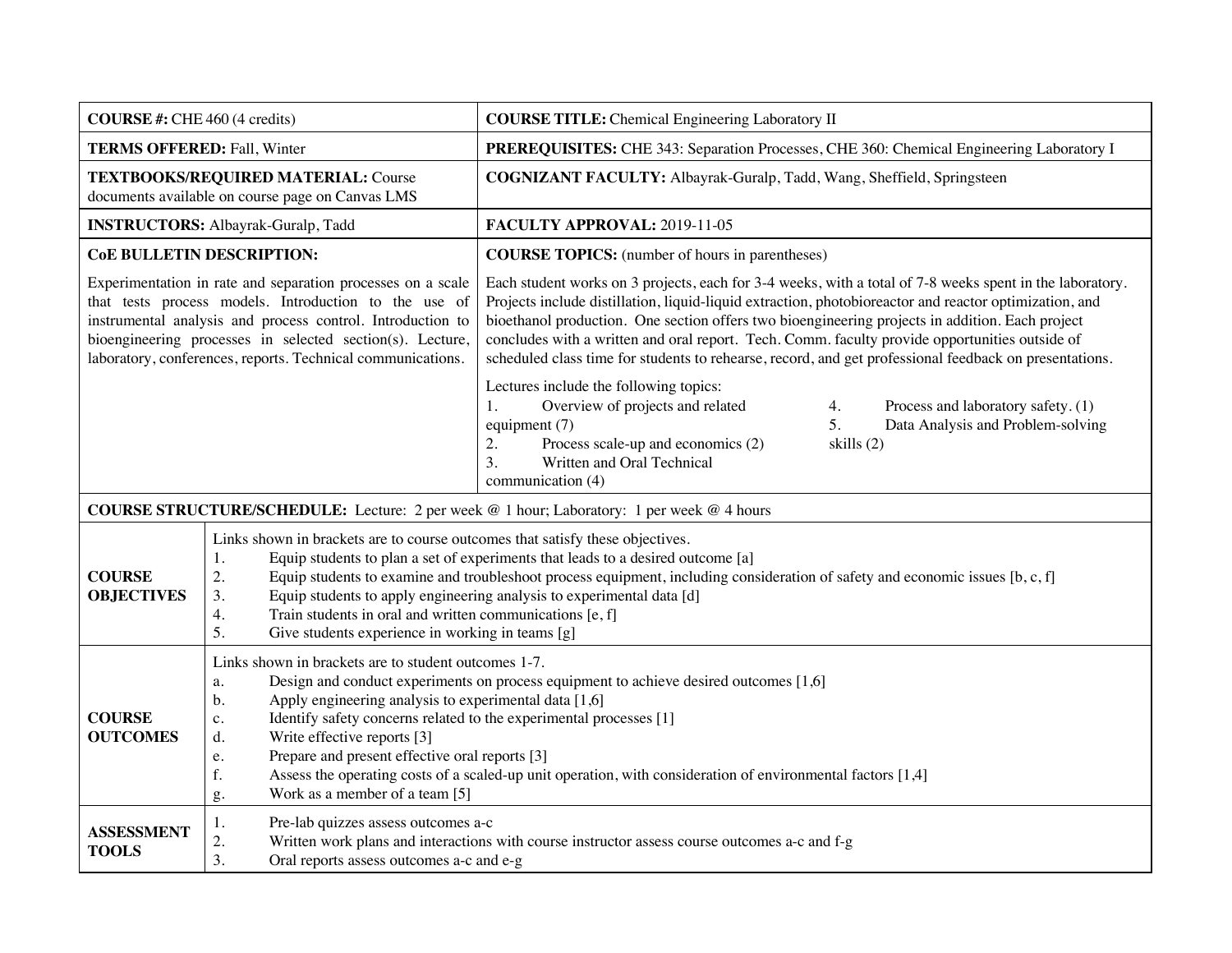| **COURSE #:** CHE 460 (4 credits) | **COURSE TITLE:** Chemical Engineering Laboratory II |
|---|---|
| **TERMS OFFERED:** Fall, Winter | **PREREQUISITES:** CHE 343: Separation Processes, CHE 360: Chemical Engineering Laboratory I |
| **TEXTBOOKS/REQUIRED MATERIAL:** Course documents available on course page on Canvas LMS | **COGNIZANT FACULTY:** Albayrak-Guralp, Tadd, Wang, Sheffield, Springsteen |
| **INSTRUCTORS:** Albayrak-Guralp, Tadd | **FACULTY APPROVAL:** 2019-11-05 |
| **CoE BULLETIN DESCRIPTION:**<br><br>Experimentation in rate and separation processes on a scale that tests process models. Introduction to the use of instrumental analysis and process control. Introduction to bioengineering processes in selected section(s). Lecture, laboratory, conferences, reports. Technical communications. | **COURSE TOPICS:** (number of hours in parentheses)<br><br>Each student works on 3 projects, each for 3-4 weeks, with a total of 7-8 weeks spent in the laboratory. Projects include distillation, liquid-liquid extraction, photobioreactor and reactor optimization, and bioethanol production. One section offers two bioengineering projects in addition. Each project concludes with a written and oral report. Tech. Comm. faculty provide opportunities outside of scheduled class time for students to rehearse, record, and get professional feedback on presentations.<br><br>Lectures include the following topics:<br>1. Overview of projects and related equipment (7)<br>2. Process scale-up and economics (2)<br>3. Written and Oral Technical communication (4)<br>4. Process and laboratory safety. (1)<br>5. Data Analysis and Problem-solving skills (2) |

**COURSE STRUCTURE/SCHEDULE:** Lecture: 2 per week @ 1 hour; Laboratory: 1 per week @ 4 hours

| | |
|---|---|
| **COURSE OBJECTIVES** | Links shown in brackets are to course outcomes that satisfy these objectives.<br>1. Equip students to plan a set of experiments that leads to a desired outcome [a]<br>2. Equip students to examine and troubleshoot process equipment, including consideration of safety and economic issues [b, c, f]<br>3. Equip students to apply engineering analysis to experimental data [d]<br>4. Train students in oral and written communications [e, f]<br>5. Give students experience in working in teams [g] |
| **COURSE OUTCOMES** | Links shown in brackets are to student outcomes 1-7.<br>a. Design and conduct experiments on process equipment to achieve desired outcomes [1,6]<br>b. Apply engineering analysis to experimental data [1,6]<br>c. Identify safety concerns related to the experimental processes [1]<br>d. Write effective reports [3]<br>e. Prepare and present effective oral reports [3]<br>f. Assess the operating costs of a scaled-up unit operation, with consideration of environmental factors [1,4]<br>g. Work as a member of a team [5] |
| **ASSESSMENT TOOLS** | 1. Pre-lab quizzes assess outcomes a-c<br>2. Written work plans and interactions with course instructor assess course outcomes a-c and f-g<br>3. Oral reports assess outcomes a-c and e-g |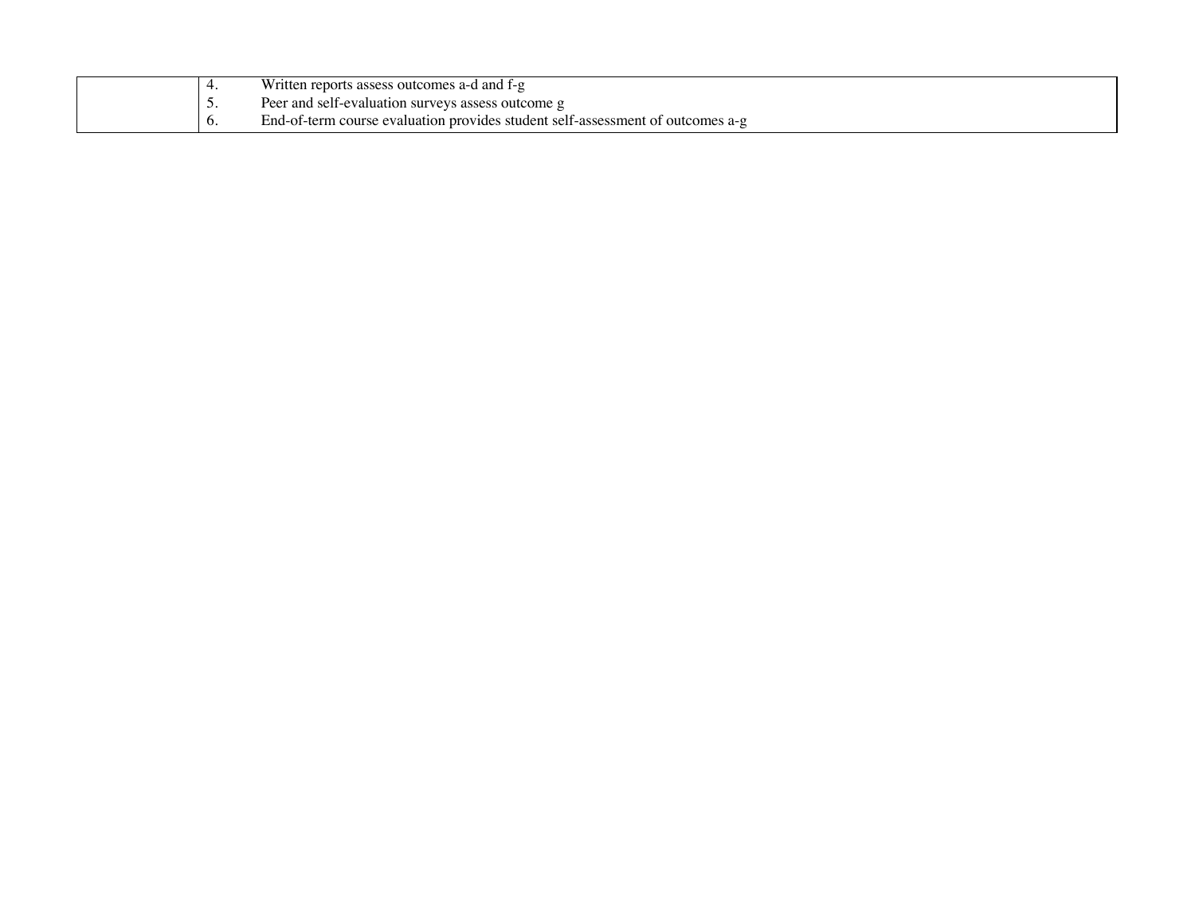| | |
|---|---|
| | 4. Written reports assess outcomes a-d and f-g<br>5. Peer and self-evaluation surveys assess outcome g<br>6. End-of-term course evaluation provides student self-assessment of outcomes a-g |